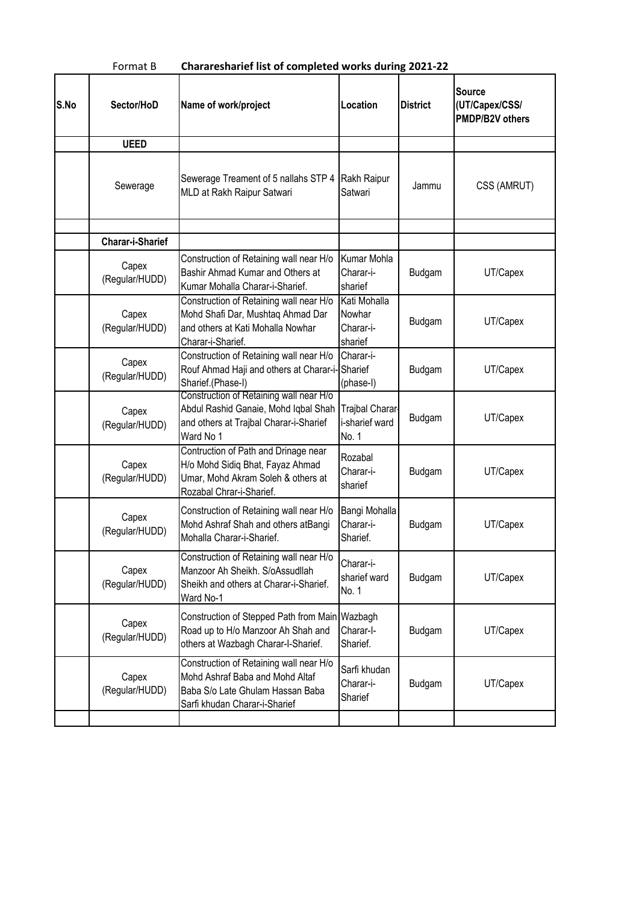Format B **Chararesharief list of completed works during 2021-22**

| S.No | Sector/HoD | Name of work/project | Location | District | Source (UT/Capex/CSS/ PMDP/B2V others |
|---|---|---|---|---|---|
| | **UEED** | | | | |
| | Sewerage | Sewerage Treament of 5 nallahs STP 4 MLD at Rakh Raipur Satwari | Rakh Raipur Satwari | Jammu | CSS (AMRUT) |
| | | | | | |
| | **Charar-i-Sharief** | | | | |
| | Capex (Regular/HUDD) | Construction of Retaining wall near H/o Bashir Ahmad Kumar and Others at Kumar Mohalla Charar-i-Sharief. | Kumar Mohla Charar-i-sharief | Budgam | UT/Capex |
| | Capex (Regular/HUDD) | Construction of Retaining wall near H/o Mohd Shafi Dar, Mushtaq Ahmad Dar and others at Kati Mohalla Nowhar Charar-i-Sharief. | Kati Mohalla Nowhar Charar-i-sharief | Budgam | UT/Capex |
| | Capex (Regular/HUDD) | Construction of Retaining wall near H/o Rouf Ahmad Haji and others at Charar-i-Sharief.(Phase-I) | Charar-i-Sharief (phase-I) | Budgam | UT/Capex |
| | Capex (Regular/HUDD) | Construction of Retaining wall near H/o Abdul Rashid Ganaie, Mohd Iqbal Shah and others at Trajbal Charar-i-Sharief Ward No 1 | Trajbal Charar-i-sharief ward No. 1 | Budgam | UT/Capex |
| | Capex (Regular/HUDD) | Contruction of Path and Drinage near H/o Mohd Sidiq Bhat, Fayaz Ahmad Umar, Mohd Akram Soleh & others at Rozabal Chrar-i-Sharief. | Rozabal Charar-i-sharief | Budgam | UT/Capex |
| | Capex (Regular/HUDD) | Construction of Retaining wall near H/o Mohd Ashraf Shah and others atBangi Mohalla Charar-i-Sharief. | Bangi Mohalla Charar-i-Sharief. | Budgam | UT/Capex |
| | Capex (Regular/HUDD) | Construction of Retaining wall near H/o Manzoor Ah Sheikh. S/oAssudllah Sheikh and others at Charar-i-Sharief. Ward No-1 | Charar-i-sharief ward No. 1 | Budgam | UT/Capex |
| | Capex (Regular/HUDD) | Construction of Stepped Path from Main Road up to H/o Manzoor Ah Shah and others at Wazbagh Charar-I-Sharief. | Wazbagh Charar-I-Sharief. | Budgam | UT/Capex |
| | Capex (Regular/HUDD) | Construction of Retaining wall near H/o Mohd Ashraf Baba and Mohd Altaf Baba S/o Late Ghulam Hassan Baba Sarfi khudan Charar-i-Sharief | Sarfi khudan Charar-i-Sharief | Budgam | UT/Capex |
| | | | | | |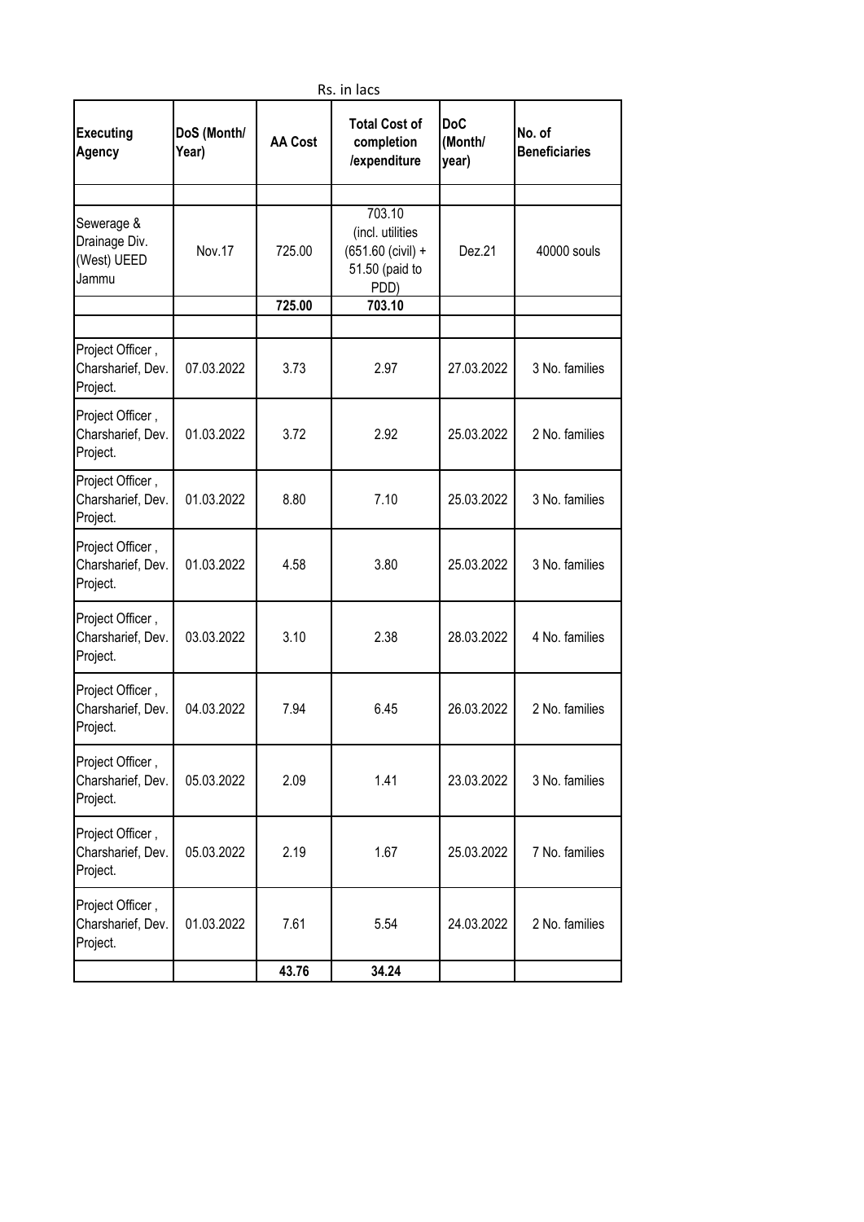Rs. in lacs

| Executing Agency | DoS (Month/ Year) | AA Cost | Total Cost of completion /expenditure | DoC (Month/ year) | No. of Beneficiaries |
|---|---|---|---|---|---|
| | | | | | |
| Sewerage & Drainage Div. (West) UEED Jammu | Nov.17 | 725.00 | 703.10 (incl. utilities (651.60 (civil) + 51.50 (paid to PDD) | Dez.21 | 40000 souls |
| | | **725.00** | **703.10** | | |
| | | | | | |
| Project Officer , Charsharief, Dev. Project. | 07.03.2022 | 3.73 | 2.97 | 27.03.2022 | 3 No. families |
| Project Officer , Charsharief, Dev. Project. | 01.03.2022 | 3.72 | 2.92 | 25.03.2022 | 2 No. families |
| Project Officer , Charsharief, Dev. Project. | 01.03.2022 | 8.80 | 7.10 | 25.03.2022 | 3 No. families |
| Project Officer , Charsharief, Dev. Project. | 01.03.2022 | 4.58 | 3.80 | 25.03.2022 | 3 No. families |
| Project Officer , Charsharief, Dev. Project. | 03.03.2022 | 3.10 | 2.38 | 28.03.2022 | 4 No. families |
| Project Officer , Charsharief, Dev. Project. | 04.03.2022 | 7.94 | 6.45 | 26.03.2022 | 2 No. families |
| Project Officer , Charsharief, Dev. Project. | 05.03.2022 | 2.09 | 1.41 | 23.03.2022 | 3 No. families |
| Project Officer , Charsharief, Dev. Project. | 05.03.2022 | 2.19 | 1.67 | 25.03.2022 | 7 No. families |
| Project Officer , Charsharief, Dev. Project. | 01.03.2022 | 7.61 | 5.54 | 24.03.2022 | 2 No. families |
| | | **43.76** | **34.24** | | |